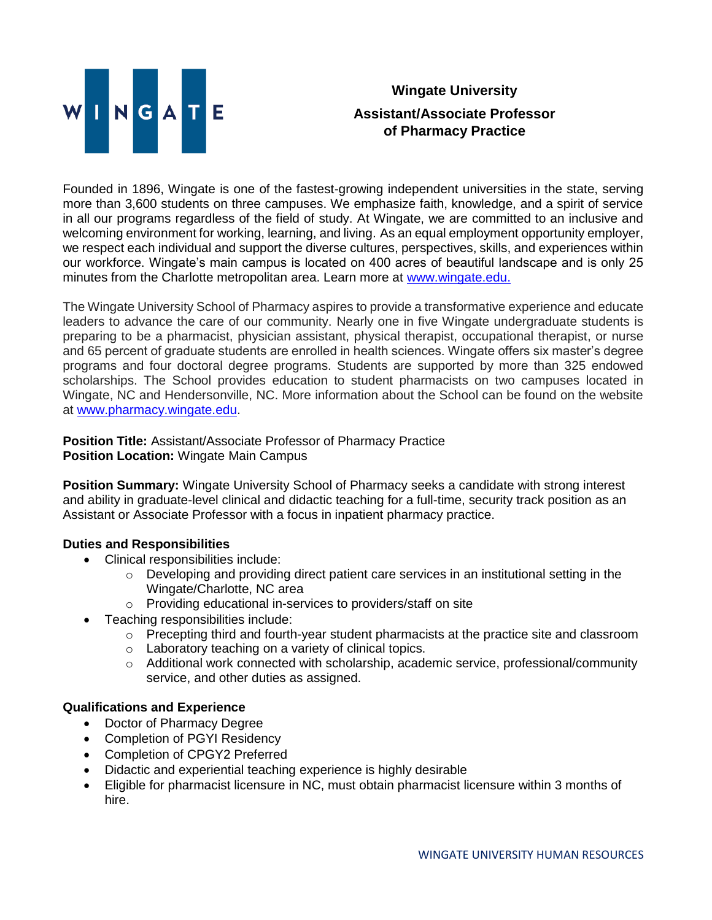# Wingate University

## Assistant/Associate Professor of Pharmacy Practice

Founded in 1896, Wingate is one of the fastest-growing independent universities in the state, serving more than 3,600 students on three campuses. We emphasize faith, knowledge, and a spirit of service in all our programs regardless of the field of study. At Wingate, we are committed to an inclusive and welcoming environment for working, learning, and living. As an equal employment opportunity employer, we respect each individual and support the diverse cultures, perspectives, skills, and experiences within our workforce. Wingate's main campus is located on 400 acres of beautiful landscape and is only 25 minutes from the Charlotte metropolitan area. Learn more at www.wingate.edu.

The Wingate University School of Pharmacy aspires to provide a transformative experience and educate leaders to advance the care of our community. Nearly one in five Wingate undergraduate students is preparing to be a pharmacist, physician assistant, physical therapist, occupational therapist, or nurse and 65 percent of graduate students are enrolled in health sciences. Wingate offers six master's degree programs and four doctoral degree programs. Students are supported by more than 325 endowed scholarships. The School provides education to student pharmacists on two campuses located in Wingate, NC and Hendersonville, NC. More information about the School can be found on the website at www.pharmacy.wingate.edu.

**Position Title:** Assistant/Associate Professor of Pharmacy Practice
**Position Location:** Wingate Main Campus

**Position Summary:** Wingate University School of Pharmacy seeks a candidate with strong interest and ability in graduate-level clinical and didactic teaching for a full-time, security track position as an Assistant or Associate Professor with a focus in inpatient pharmacy practice.

### Duties and Responsibilities

- Clinical responsibilities include:
  - Developing and providing direct patient care services in an institutional setting in the Wingate/Charlotte, NC area
  - Providing educational in-services to providers/staff on site
- Teaching responsibilities include:
  - Precepting third and fourth-year student pharmacists at the practice site and classroom
  - Laboratory teaching on a variety of clinical topics.
  - Additional work connected with scholarship, academic service, professional/community service, and other duties as assigned.

### Qualifications and Experience

- Doctor of Pharmacy Degree
- Completion of PGYI Residency
- Completion of CPGY2 Preferred
- Didactic and experiential teaching experience is highly desirable
- Eligible for pharmacist licensure in NC, must obtain pharmacist licensure within 3 months of hire.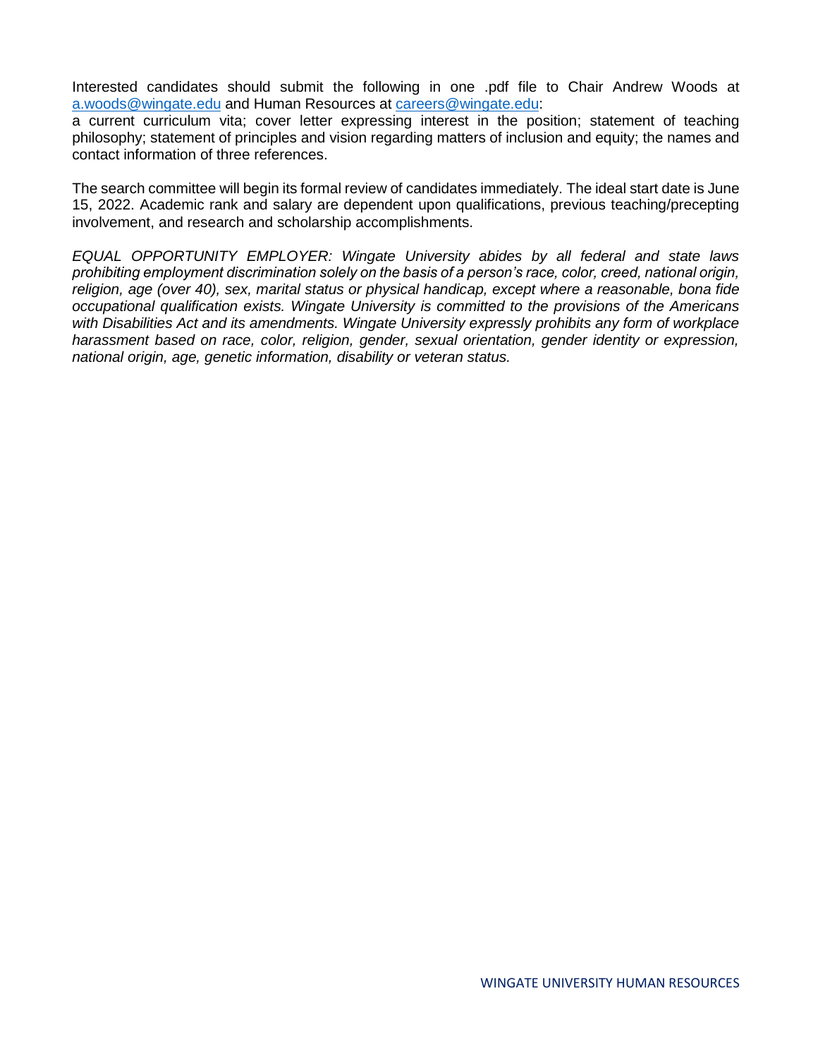Interested candidates should submit the following in one .pdf file to Chair Andrew Woods at a.woods@wingate.edu and Human Resources at careers@wingate.edu:

a current curriculum vita; cover letter expressing interest in the position; statement of teaching philosophy; statement of principles and vision regarding matters of inclusion and equity; the names and contact information of three references.

The search committee will begin its formal review of candidates immediately. The ideal start date is June 15, 2022. Academic rank and salary are dependent upon qualifications, previous teaching/precepting involvement, and research and scholarship accomplishments.

*EQUAL OPPORTUNITY EMPLOYER: Wingate University abides by all federal and state laws prohibiting employment discrimination solely on the basis of a person's race, color, creed, national origin, religion, age (over 40), sex, marital status or physical handicap, except where a reasonable, bona fide occupational qualification exists. Wingate University is committed to the provisions of the Americans with Disabilities Act and its amendments. Wingate University expressly prohibits any form of workplace harassment based on race, color, religion, gender, sexual orientation, gender identity or expression, national origin, age, genetic information, disability or veteran status.*